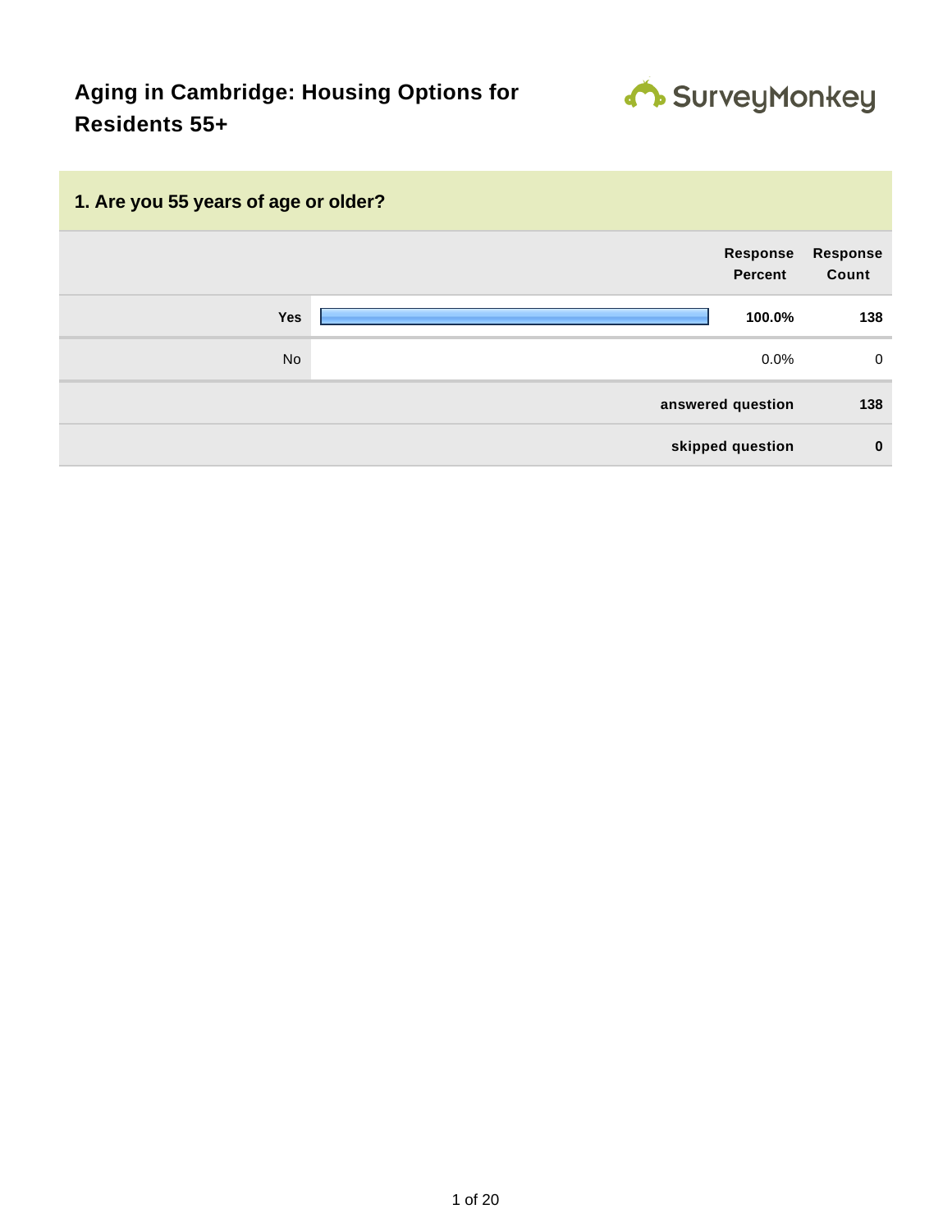# Aging in Cambridge: Housing Options for Residents 55+

SurveyMonkey

## 1. Are you 55 years of age or older?

| | Response Percent | Response Count |
|---|---|---|
| **Yes** | **100.0%** | **138** |
| No | 0.0% | 0 |
| | **answered question** | **138** |
| | **skipped question** | **0** |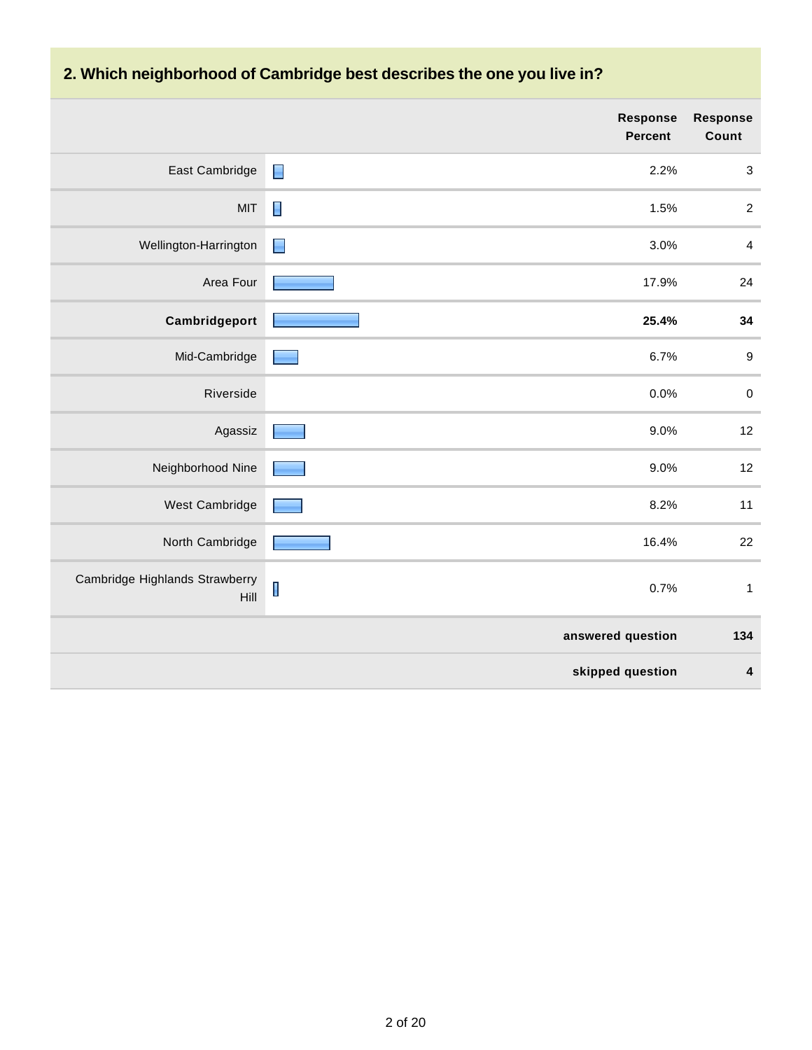## 2. Which neighborhood of Cambridge best describes the one you live in?

| | Response Percent | Response Count |
|---|---|---|
| East Cambridge | 2.2% | 3 |
| MIT | 1.5% | 2 |
| Wellington-Harrington | 3.0% | 4 |
| Area Four | 17.9% | 24 |
| **Cambridgeport** | **25.4%** | **34** |
| Mid-Cambridge | 6.7% | 9 |
| Riverside | 0.0% | 0 |
| Agassiz | 9.0% | 12 |
| Neighborhood Nine | 9.0% | 12 |
| West Cambridge | 8.2% | 11 |
| North Cambridge | 16.4% | 22 |
| Cambridge Highlands Strawberry Hill | 0.7% | 1 |
| | **answered question** | **134** |
| | **skipped question** | **4** |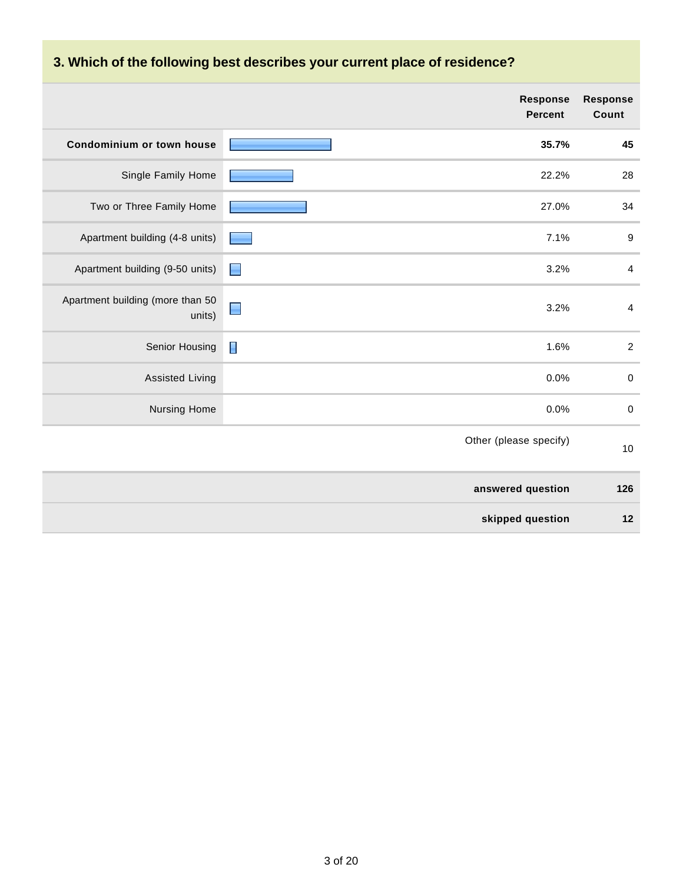## 3. Which of the following best describes your current place of residence?

| | Response Percent | Response Count |
|---|---|---|
| **Condominium or town house** | **35.7%** | **45** |
| Single Family Home | 22.2% | 28 |
| Two or Three Family Home | 27.0% | 34 |
| Apartment building (4-8 units) | 7.1% | 9 |
| Apartment building (9-50 units) | 3.2% | 4 |
| Apartment building (more than 50 units) | 3.2% | 4 |
| Senior Housing | 1.6% | 2 |
| Assisted Living | 0.0% | 0 |
| Nursing Home | 0.0% | 0 |
| | Other (please specify) | 10 |
| | **answered question** | **126** |
| | **skipped question** | **12** |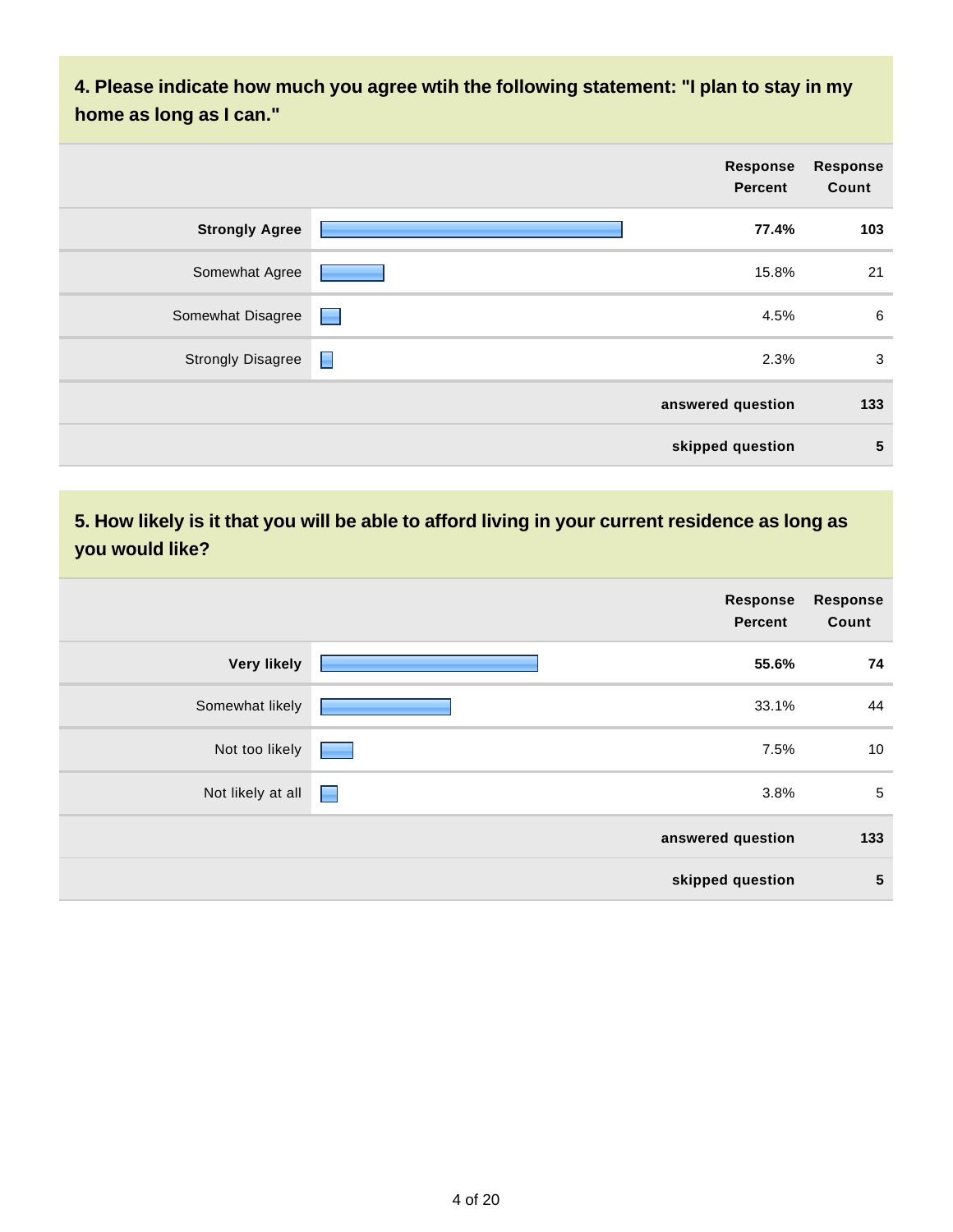### 4. Please indicate how much you agree wtih the following statement: "I plan to stay in my home as long as I can."

| | Response Percent | Response Count |
|---|---|---|
| **Strongly Agree** | **77.4%** | **103** |
| Somewhat Agree | 15.8% | 21 |
| Somewhat Disagree | 4.5% | 6 |
| Strongly Disagree | 2.3% | 3 |
| | **answered question** | **133** |
| | **skipped question** | **5** |

### 5. How likely is it that you will be able to afford living in your current residence as long as you would like?

| | Response Percent | Response Count |
|---|---|---|
| **Very likely** | **55.6%** | **74** |
| Somewhat likely | 33.1% | 44 |
| Not too likely | 7.5% | 10 |
| Not likely at all | 3.8% | 5 |
| | **answered question** | **133** |
| | **skipped question** | **5** |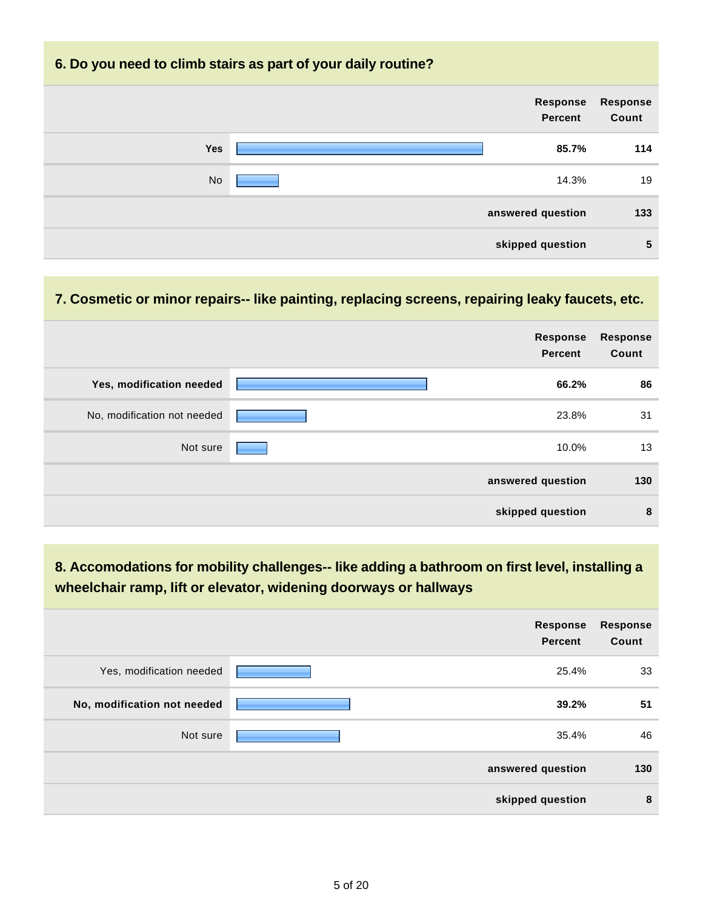### 6. Do you need to climb stairs as part of your daily routine?

| | Response Percent | Response Count |
|---|---|---|
| **Yes** | **85.7%** | **114** |
| No | 14.3% | 19 |
| | **answered question** | **133** |
| | **skipped question** | **5** |

### 7. Cosmetic or minor repairs-- like painting, replacing screens, repairing leaky faucets, etc.

| | Response Percent | Response Count |
|---|---|---|
| **Yes, modification needed** | **66.2%** | **86** |
| No, modification not needed | 23.8% | 31 |
| Not sure | 10.0% | 13 |
| | **answered question** | **130** |
| | **skipped question** | **8** |

### 8. Accomodations for mobility challenges-- like adding a bathroom on first level, installing a wheelchair ramp, lift or elevator, widening doorways or hallways

| | Response Percent | Response Count |
|---|---|---|
| Yes, modification needed | 25.4% | 33 |
| **No, modification not needed** | **39.2%** | **51** |
| Not sure | 35.4% | 46 |
| | **answered question** | **130** |
| | **skipped question** | **8** |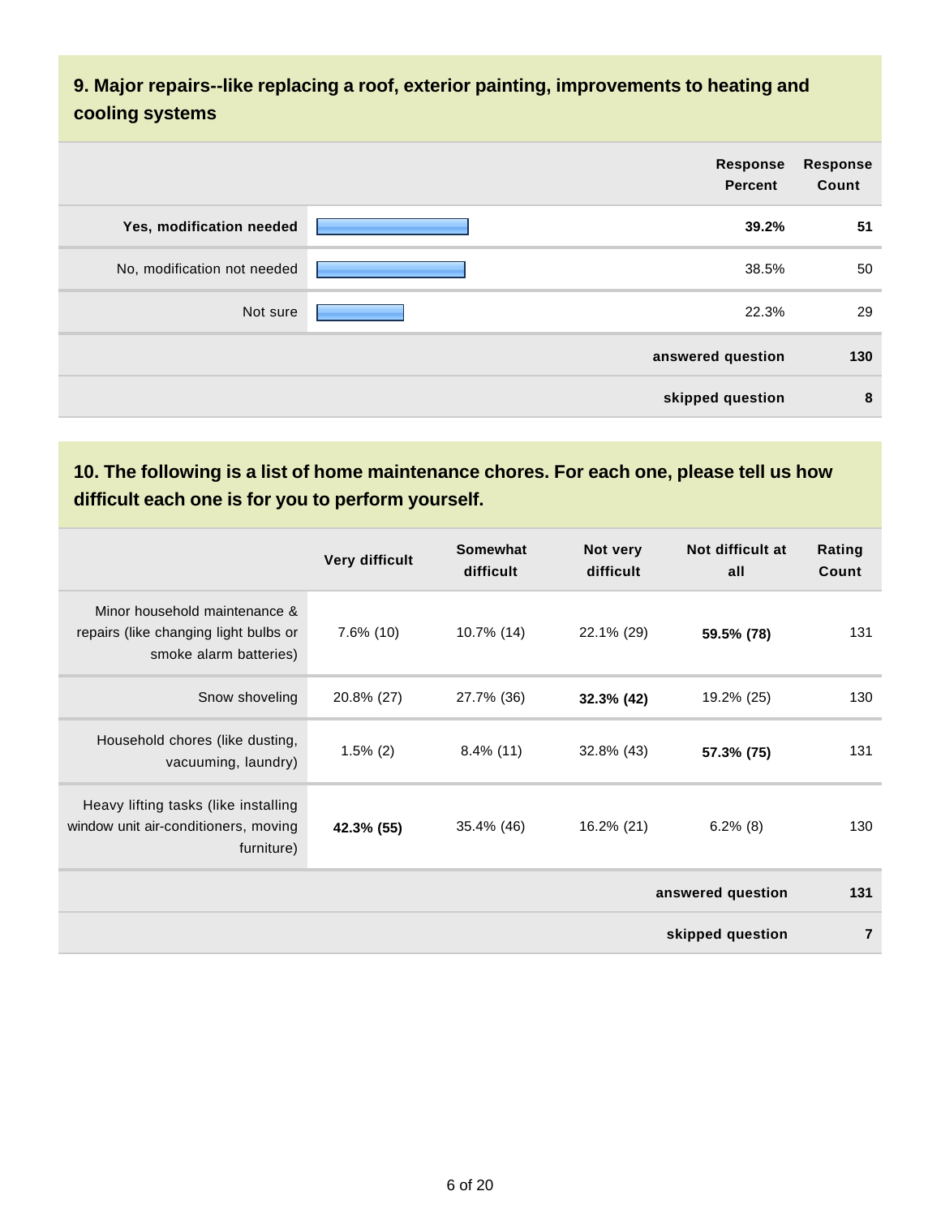## 9. Major repairs--like replacing a roof, exterior painting, improvements to heating and cooling systems

| | Response Percent | Response Count |
|---|---|---|
| **Yes, modification needed** | **39.2%** | **51** |
| No, modification not needed | 38.5% | 50 |
| Not sure | 22.3% | 29 |
| **answered question** | | **130** |
| **skipped question** | | **8** |

## 10. The following is a list of home maintenance chores. For each one, please tell us how difficult each one is for you to perform yourself.

| | Very difficult | Somewhat difficult | Not very difficult | Not difficult at all | Rating Count |
|---|---|---|---|---|---|
| Minor household maintenance & repairs (like changing light bulbs or smoke alarm batteries) | 7.6% (10) | 10.7% (14) | 22.1% (29) | **59.5% (78)** | 131 |
| Snow shoveling | 20.8% (27) | 27.7% (36) | **32.3% (42)** | 19.2% (25) | 130 |
| Household chores (like dusting, vacuuming, laundry) | 1.5% (2) | 8.4% (11) | 32.8% (43) | **57.3% (75)** | 131 |
| Heavy lifting tasks (like installing window unit air-conditioners, moving furniture) | **42.3% (55)** | 35.4% (46) | 16.2% (21) | 6.2% (8) | 130 |
| **answered question** | | | | | **131** |
| **skipped question** | | | | | **7** |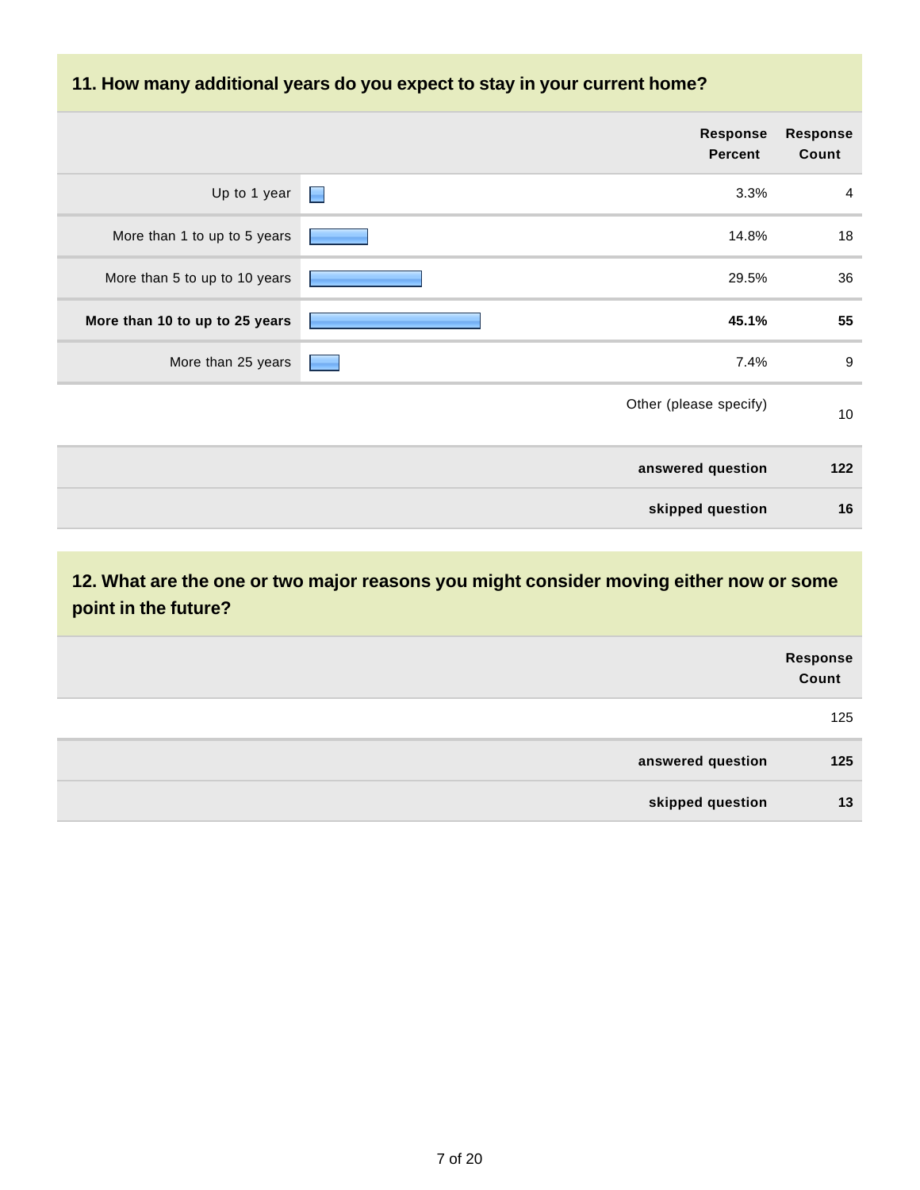## 11. How many additional years do you expect to stay in your current home?

| | Response Percent | Response Count |
|---|---|---|
| Up to 1 year | 3.3% | 4 |
| More than 1 to up to 5 years | 14.8% | 18 |
| More than 5 to up to 10 years | 29.5% | 36 |
| **More than 10 to up to 25 years** | **45.1%** | **55** |
| More than 25 years | 7.4% | 9 |
| | Other (please specify) | 10 |
| | **answered question** | **122** |
| | **skipped question** | **16** |

## 12. What are the one or two major reasons you might consider moving either now or some point in the future?

| | Response Count |
|---|---|
| | 125 |
| **answered question** | **125** |
| **skipped question** | **13** |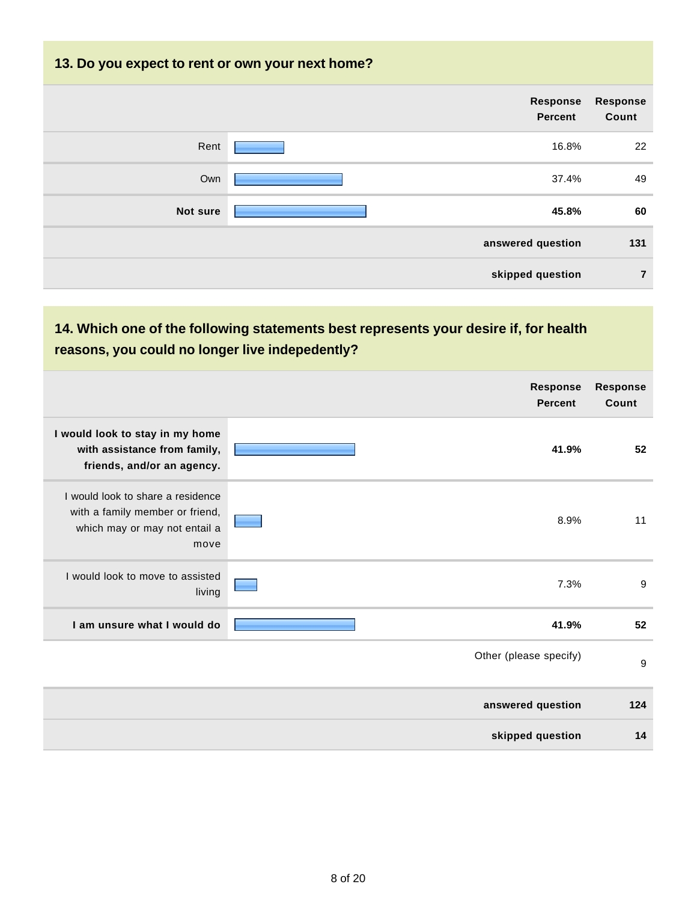### 13. Do you expect to rent or own your next home?

| | Response Percent | Response Count |
|---|---|---|
| Rent | 16.8% | 22 |
| Own | 37.4% | 49 |
| **Not sure** | **45.8%** | **60** |
| | **answered question** | **131** |
| | **skipped question** | **7** |

### 14. Which one of the following statements best represents your desire if, for health reasons, you could no longer live indepedently?

| | Response Percent | Response Count |
|---|---|---|
| **I would look to stay in my home with assistance from family, friends, and/or an agency.** | **41.9%** | **52** |
| I would look to share a residence with a family member or friend, which may or may not entail a move | 8.9% | 11 |
| I would look to move to assisted living | 7.3% | 9 |
| **I am unsure what I would do** | **41.9%** | **52** |
| | Other (please specify) | 9 |
| | **answered question** | **124** |
| | **skipped question** | **14** |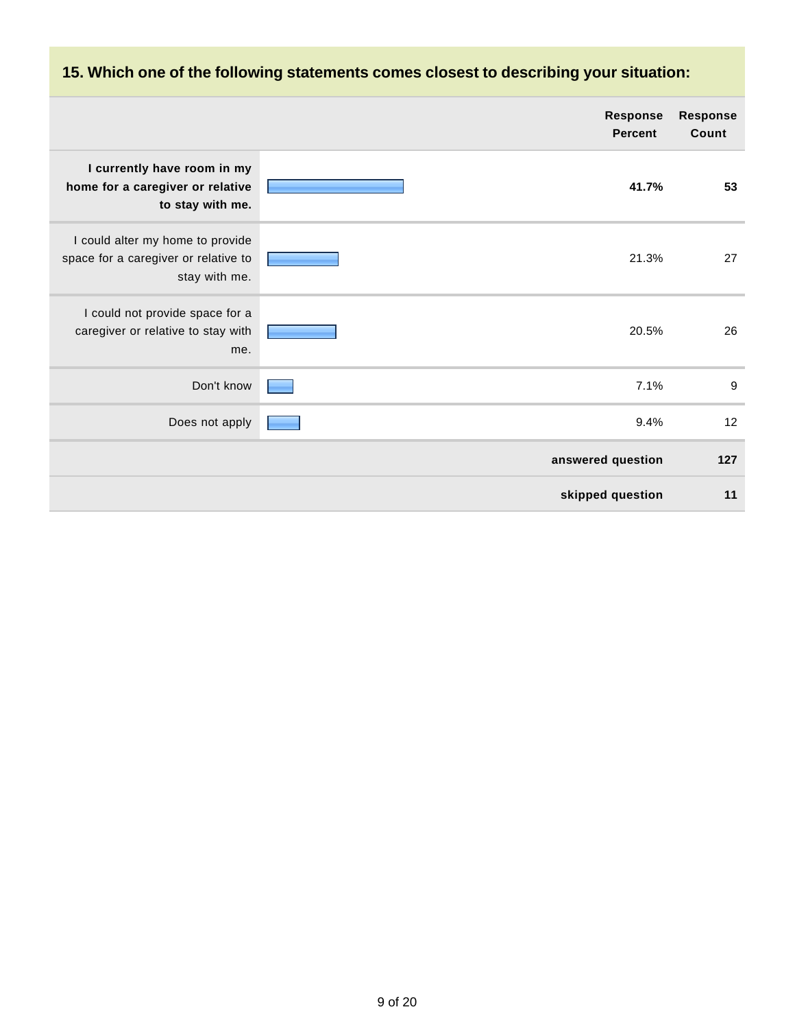## 15. Which one of the following statements comes closest to describing your situation:

| | Response Percent | Response Count |
|---|---|---|
| **I currently have room in my home for a caregiver or relative to stay with me.** | **41.7%** | **53** |
| I could alter my home to provide space for a caregiver or relative to stay with me. | 21.3% | 27 |
| I could not provide space for a caregiver or relative to stay with me. | 20.5% | 26 |
| Don't know | 7.1% | 9 |
| Does not apply | 9.4% | 12 |
| | **answered question** | **127** |
| | **skipped question** | **11** |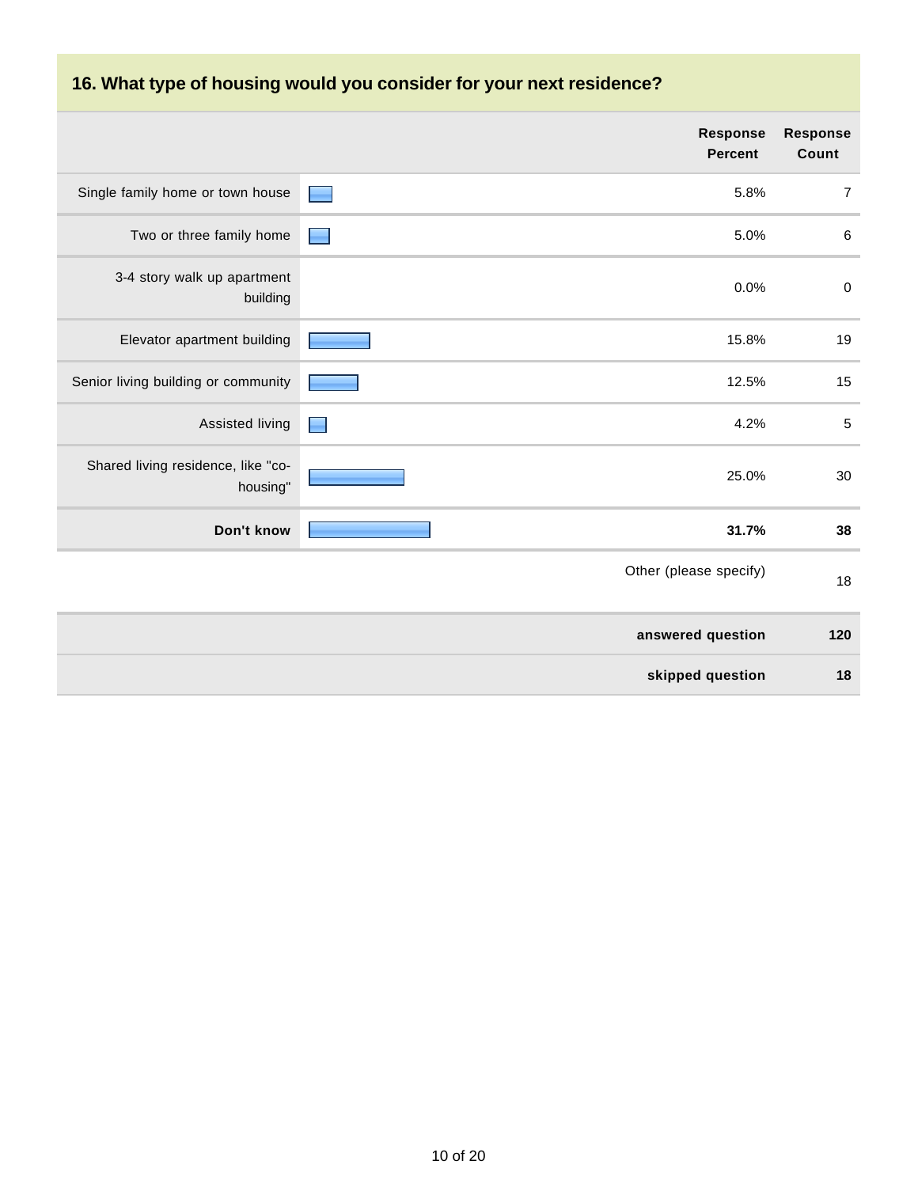### 16. What type of housing would you consider for your next residence?

| | Response Percent | Response Count |
|---|---|---|
| Single family home or town house | 5.8% | 7 |
| Two or three family home | 5.0% | 6 |
| 3-4 story walk up apartment building | 0.0% | 0 |
| Elevator apartment building | 15.8% | 19 |
| Senior living building or community | 12.5% | 15 |
| Assisted living | 4.2% | 5 |
| Shared living residence, like "co-housing" | 25.0% | 30 |
| **Don't know** | **31.7%** | **38** |
| | Other (please specify) | 18 |
| | **answered question** | **120** |
| | **skipped question** | **18** |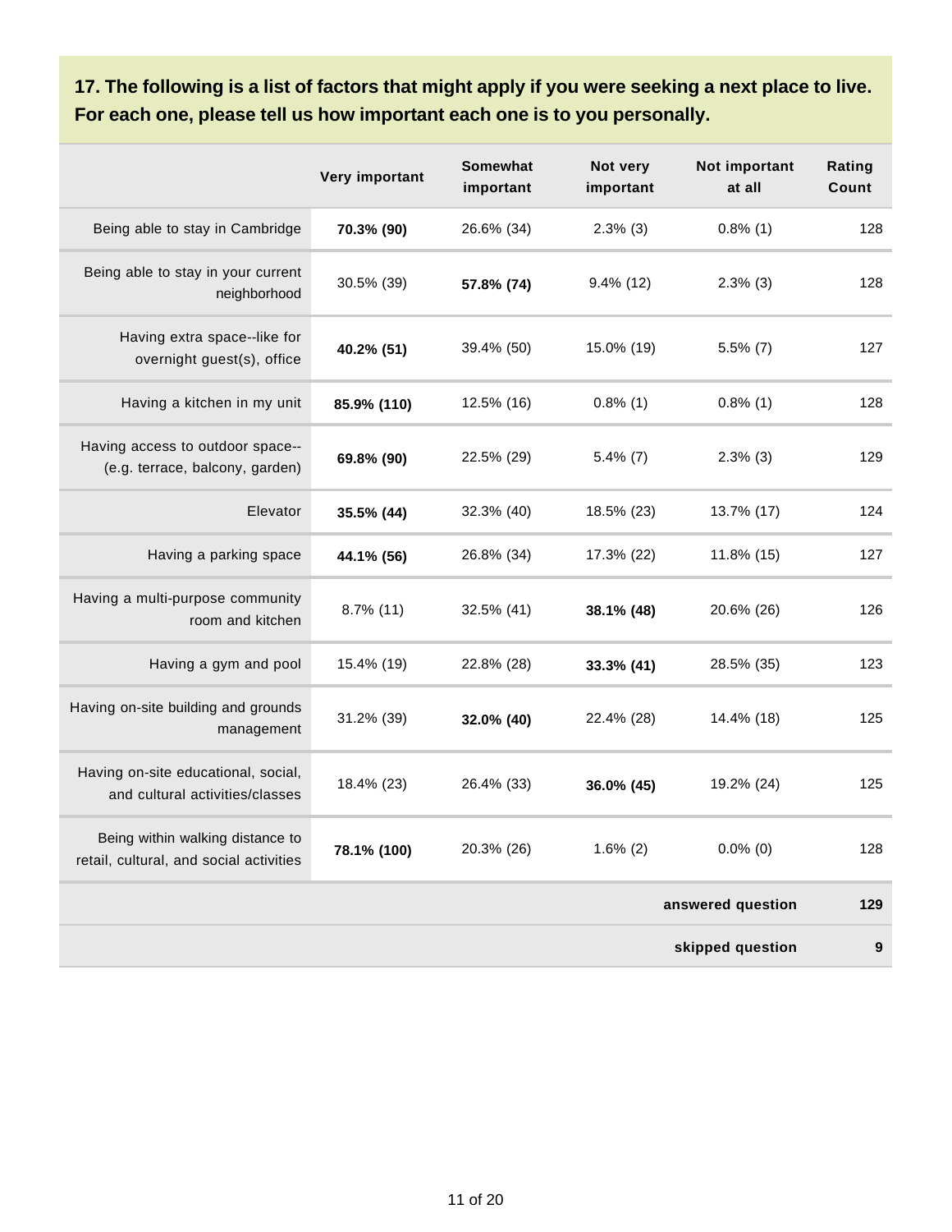## 17. The following is a list of factors that might apply if you were seeking a next place to live. For each one, please tell us how important each one is to you personally.

| | Very important | Somewhat important | Not very important | Not important at all | Rating Count |
|---|---|---|---|---|---|
| Being able to stay in Cambridge | **70.3% (90)** | 26.6% (34) | 2.3% (3) | 0.8% (1) | 128 |
| Being able to stay in your current neighborhood | 30.5% (39) | **57.8% (74)** | 9.4% (12) | 2.3% (3) | 128 |
| Having extra space--like for overnight guest(s), office | **40.2% (51)** | 39.4% (50) | 15.0% (19) | 5.5% (7) | 127 |
| Having a kitchen in my unit | **85.9% (110)** | 12.5% (16) | 0.8% (1) | 0.8% (1) | 128 |
| Having access to outdoor space--(e.g. terrace, balcony, garden) | **69.8% (90)** | 22.5% (29) | 5.4% (7) | 2.3% (3) | 129 |
| Elevator | **35.5% (44)** | 32.3% (40) | 18.5% (23) | 13.7% (17) | 124 |
| Having a parking space | **44.1% (56)** | 26.8% (34) | 17.3% (22) | 11.8% (15) | 127 |
| Having a multi-purpose community room and kitchen | 8.7% (11) | 32.5% (41) | **38.1% (48)** | 20.6% (26) | 126 |
| Having a gym and pool | 15.4% (19) | 22.8% (28) | **33.3% (41)** | 28.5% (35) | 123 |
| Having on-site building and grounds management | 31.2% (39) | **32.0% (40)** | 22.4% (28) | 14.4% (18) | 125 |
| Having on-site educational, social, and cultural activities/classes | 18.4% (23) | 26.4% (33) | **36.0% (45)** | 19.2% (24) | 125 |
| Being within walking distance to retail, cultural, and social activities | **78.1% (100)** | 20.3% (26) | 1.6% (2) | 0.0% (0) | 128 |
| | | | | **answered question** | **129** |
| | | | | **skipped question** | **9** |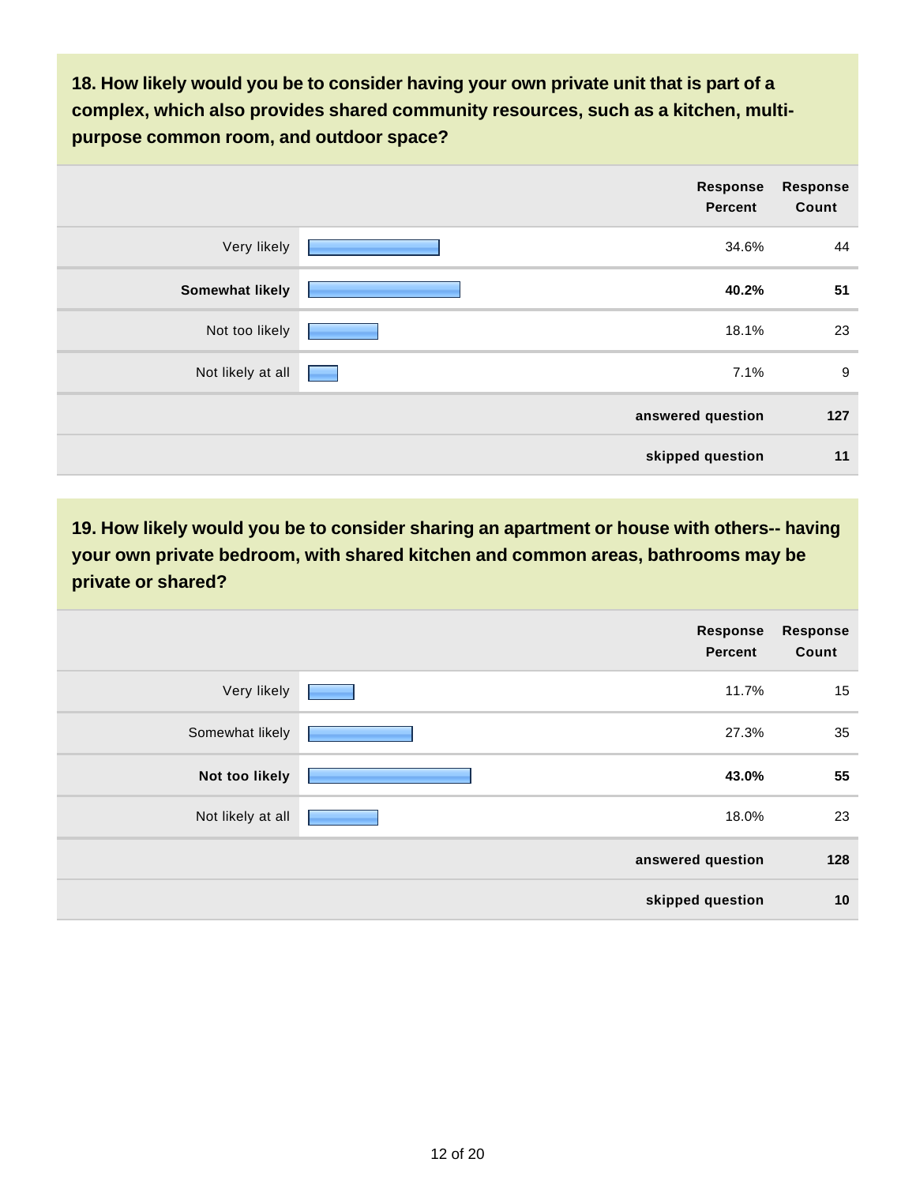**18. How likely would you be to consider having your own private unit that is part of a complex, which also provides shared community resources, such as a kitchen, multi-purpose common room, and outdoor space?**

| | Response Percent | Response Count |
|---|---|---|
| Very likely | 34.6% | 44 |
| **Somewhat likely** | **40.2%** | **51** |
| Not too likely | 18.1% | 23 |
| Not likely at all | 7.1% | 9 |
| | **answered question** | **127** |
| | **skipped question** | **11** |

**19. How likely would you be to consider sharing an apartment or house with others-- having your own private bedroom, with shared kitchen and common areas, bathrooms may be private or shared?**

| | Response Percent | Response Count |
|---|---|---|
| Very likely | 11.7% | 15 |
| Somewhat likely | 27.3% | 35 |
| **Not too likely** | **43.0%** | **55** |
| Not likely at all | 18.0% | 23 |
| | **answered question** | **128** |
| | **skipped question** | **10** |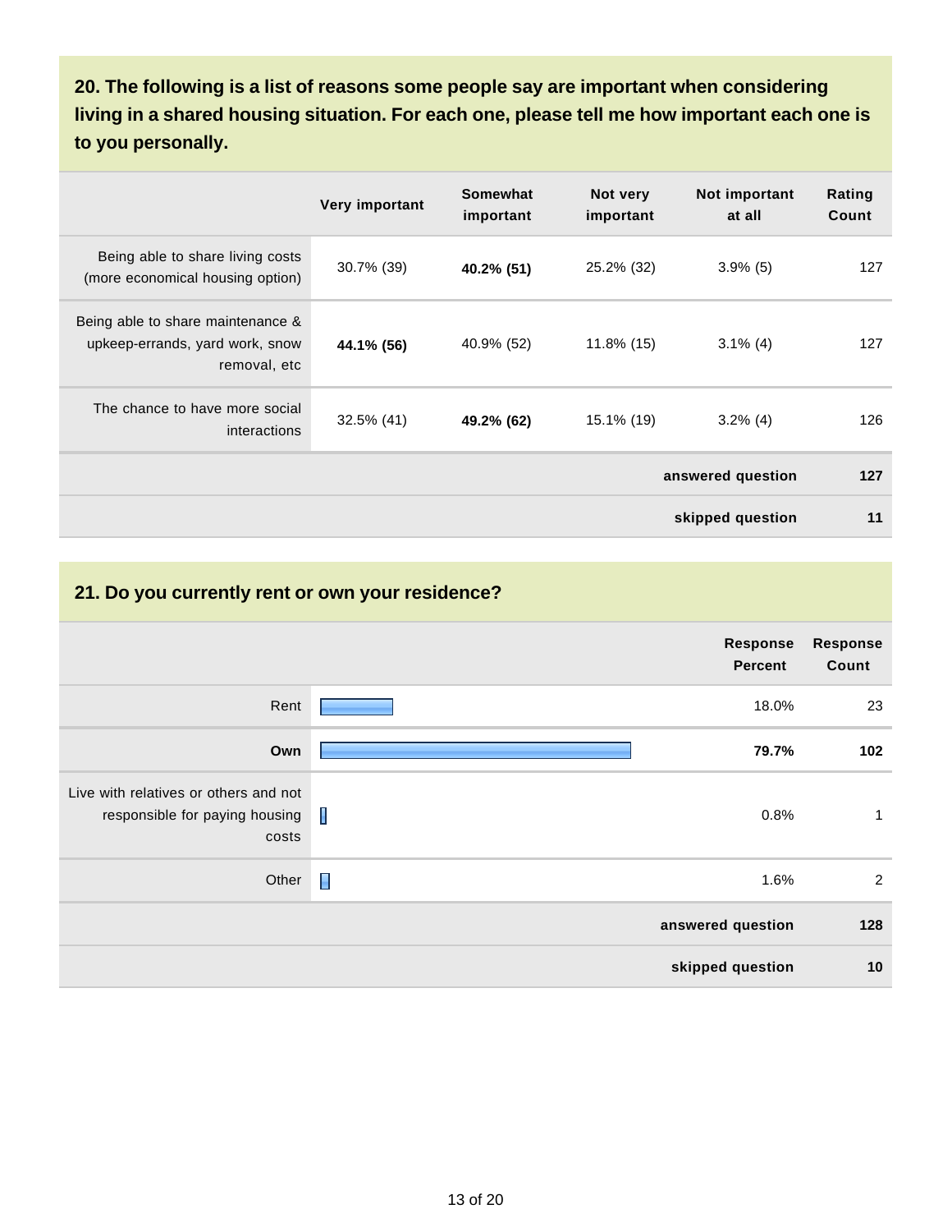## 20. The following is a list of reasons some people say are important when considering living in a shared housing situation. For each one, please tell me how important each one is to you personally.

| | Very important | Somewhat important | Not very important | Not important at all | Rating Count |
|---|---|---|---|---|---|
| Being able to share living costs (more economical housing option) | 30.7% (39) | **40.2% (51)** | 25.2% (32) | 3.9% (5) | 127 |
| Being able to share maintenance & upkeep-errands, yard work, snow removal, etc | **44.1% (56)** | 40.9% (52) | 11.8% (15) | 3.1% (4) | 127 |
| The chance to have more social interactions | 32.5% (41) | **49.2% (62)** | 15.1% (19) | 3.2% (4) | 126 |
| | | | | **answered question** | **127** |
| | | | | **skipped question** | **11** |

## 21. Do you currently rent or own your residence?

| | Response Percent | Response Count |
|---|---|---|
| Rent | 18.0% | 23 |
| **Own** | **79.7%** | **102** |
| Live with relatives or others and not responsible for paying housing costs | 0.8% | 1 |
| Other | 1.6% | 2 |
| | **answered question** | **128** |
| | **skipped question** | **10** |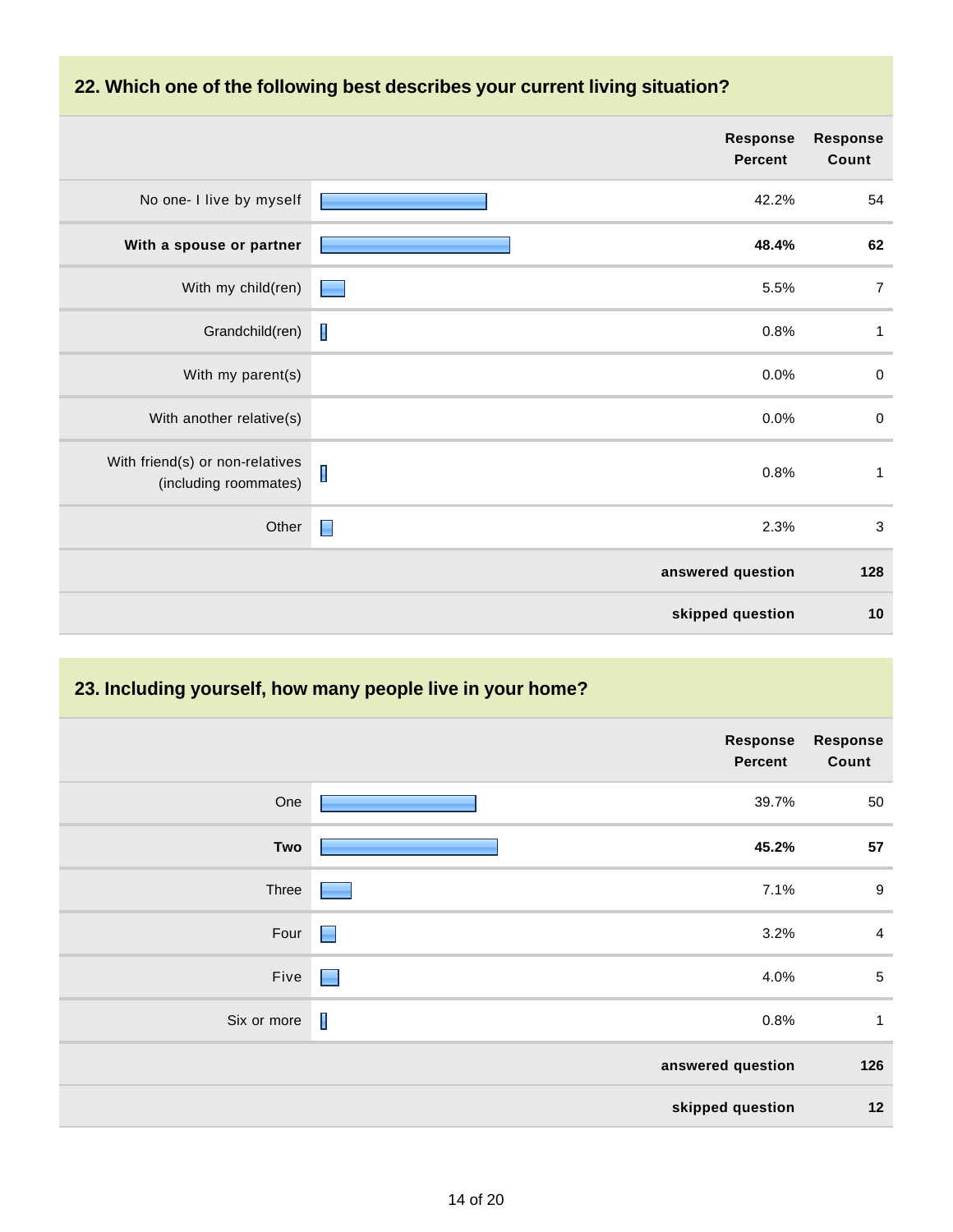## 22. Which one of the following best describes your current living situation?

| | Response Percent | Response Count |
|---|---|---|
| No one- I live by myself | 42.2% | 54 |
| **With a spouse or partner** | **48.4%** | **62** |
| With my child(ren) | 5.5% | 7 |
| Grandchild(ren) | 0.8% | 1 |
| With my parent(s) | 0.0% | 0 |
| With another relative(s) | 0.0% | 0 |
| With friend(s) or non-relatives (including roommates) | 0.8% | 1 |
| Other | 2.3% | 3 |
| | **answered question** | **128** |
| | **skipped question** | **10** |

## 23. Including yourself, how many people live in your home?

| | Response Percent | Response Count |
|---|---|---|
| One | 39.7% | 50 |
| **Two** | **45.2%** | **57** |
| Three | 7.1% | 9 |
| Four | 3.2% | 4 |
| Five | 4.0% | 5 |
| Six or more | 0.8% | 1 |
| | **answered question** | **126** |
| | **skipped question** | **12** |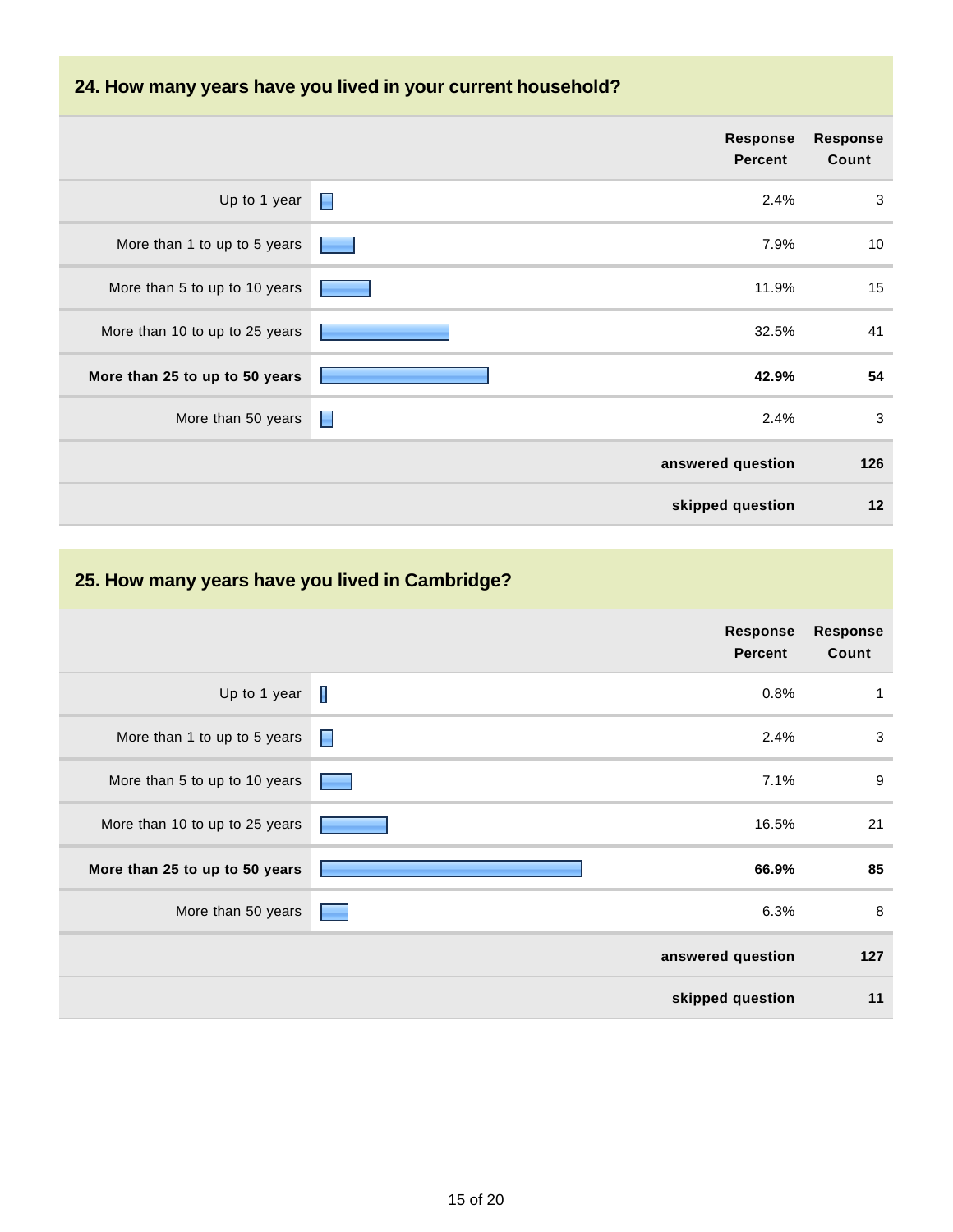## 24. How many years have you lived in your current household?

| | Response Percent | Response Count |
|---|---|---|
| Up to 1 year | 2.4% | 3 |
| More than 1 to up to 5 years | 7.9% | 10 |
| More than 5 to up to 10 years | 11.9% | 15 |
| More than 10 to up to 25 years | 32.5% | 41 |
| **More than 25 to up to 50 years** | **42.9%** | **54** |
| More than 50 years | 2.4% | 3 |
| | **answered question** | **126** |
| | **skipped question** | **12** |

## 25. How many years have you lived in Cambridge?

| | Response Percent | Response Count |
|---|---|---|
| Up to 1 year | 0.8% | 1 |
| More than 1 to up to 5 years | 2.4% | 3 |
| More than 5 to up to 10 years | 7.1% | 9 |
| More than 10 to up to 25 years | 16.5% | 21 |
| **More than 25 to up to 50 years** | **66.9%** | **85** |
| More than 50 years | 6.3% | 8 |
| | **answered question** | **127** |
| | **skipped question** | **11** |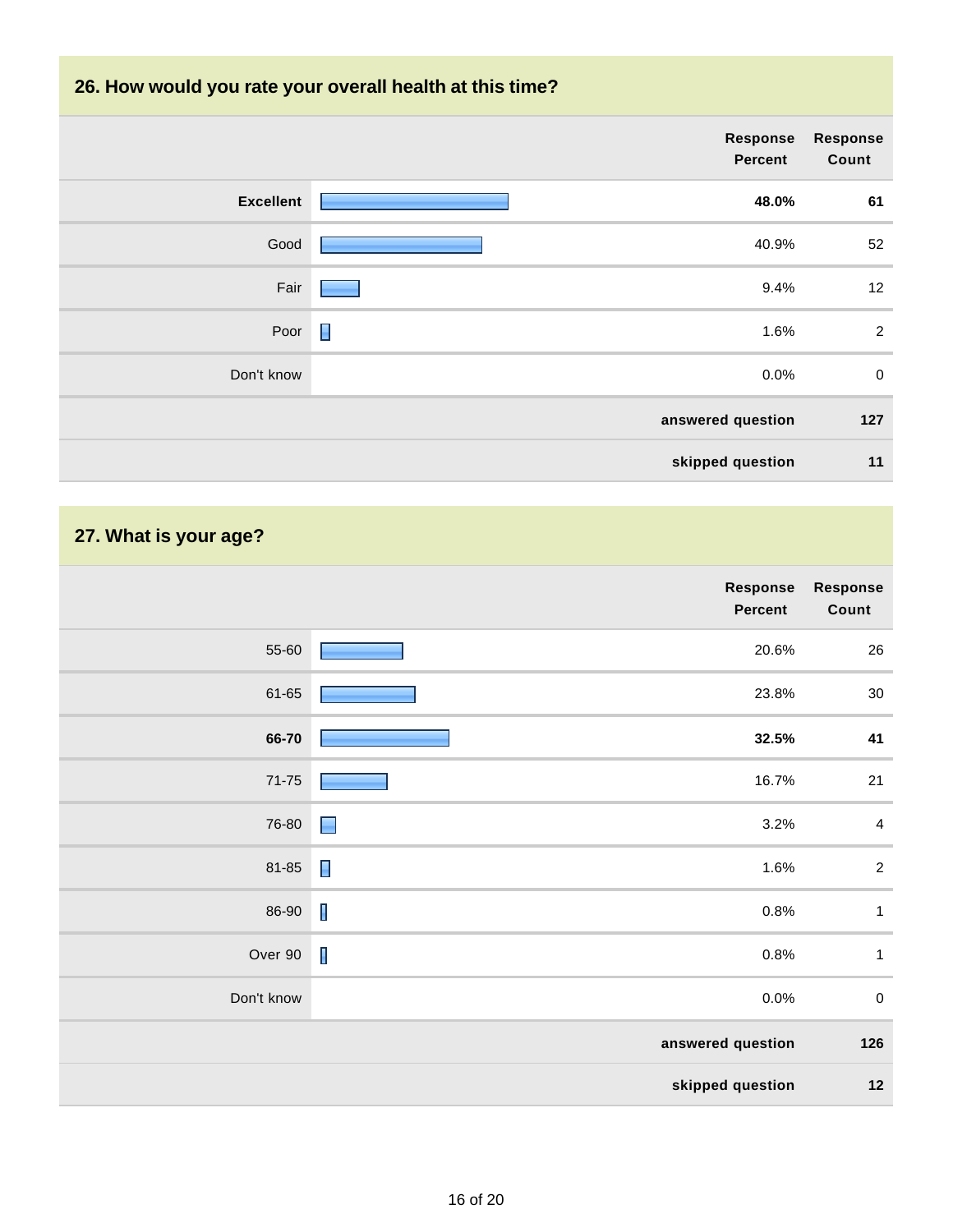## 26. How would you rate your overall health at this time?

| | Response Percent | Response Count |
|---|---|---|
| **Excellent** | **48.0%** | **61** |
| Good | 40.9% | 52 |
| Fair | 9.4% | 12 |
| Poor | 1.6% | 2 |
| Don't know | 0.0% | 0 |
| | **answered question** | **127** |
| | **skipped question** | **11** |

## 27. What is your age?

| | Response Percent | Response Count |
|---|---|---|
| 55-60 | 20.6% | 26 |
| 61-65 | 23.8% | 30 |
| **66-70** | **32.5%** | **41** |
| 71-75 | 16.7% | 21 |
| 76-80 | 3.2% | 4 |
| 81-85 | 1.6% | 2 |
| 86-90 | 0.8% | 1 |
| Over 90 | 0.8% | 1 |
| Don't know | 0.0% | 0 |
| | **answered question** | **126** |
| | **skipped question** | **12** |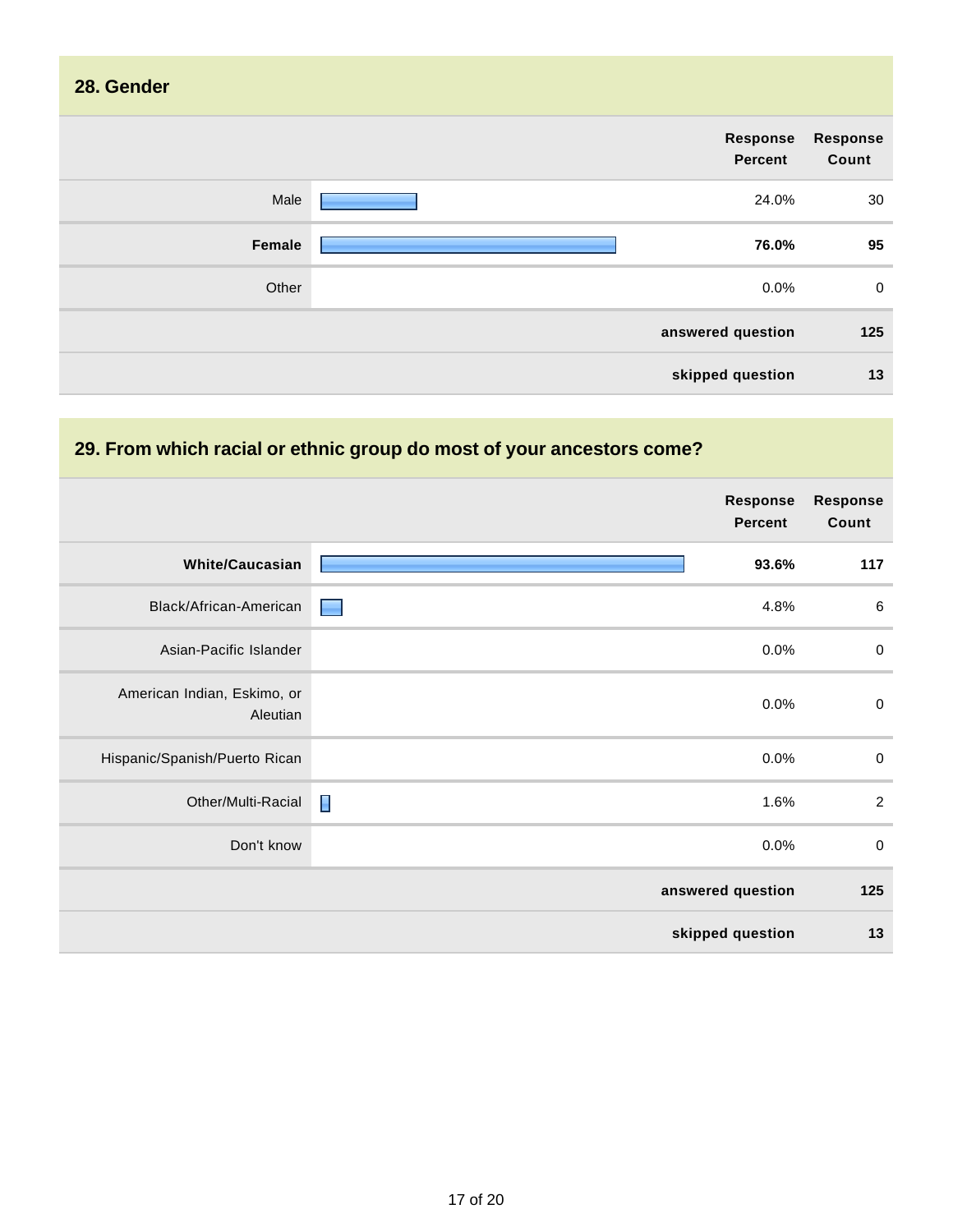## 28. Gender

| | Response Percent | Response Count |
|---|---|---|
| Male | 24.0% | 30 |
| **Female** | **76.0%** | **95** |
| Other | 0.0% | 0 |
| | **answered question** | **125** |
| | **skipped question** | **13** |

## 29. From which racial or ethnic group do most of your ancestors come?

| | Response Percent | Response Count |
|---|---|---|
| **White/Caucasian** | **93.6%** | **117** |
| Black/African-American | 4.8% | 6 |
| Asian-Pacific Islander | 0.0% | 0 |
| American Indian, Eskimo, or Aleutian | 0.0% | 0 |
| Hispanic/Spanish/Puerto Rican | 0.0% | 0 |
| Other/Multi-Racial | 1.6% | 2 |
| Don't know | 0.0% | 0 |
| | **answered question** | **125** |
| | **skipped question** | **13** |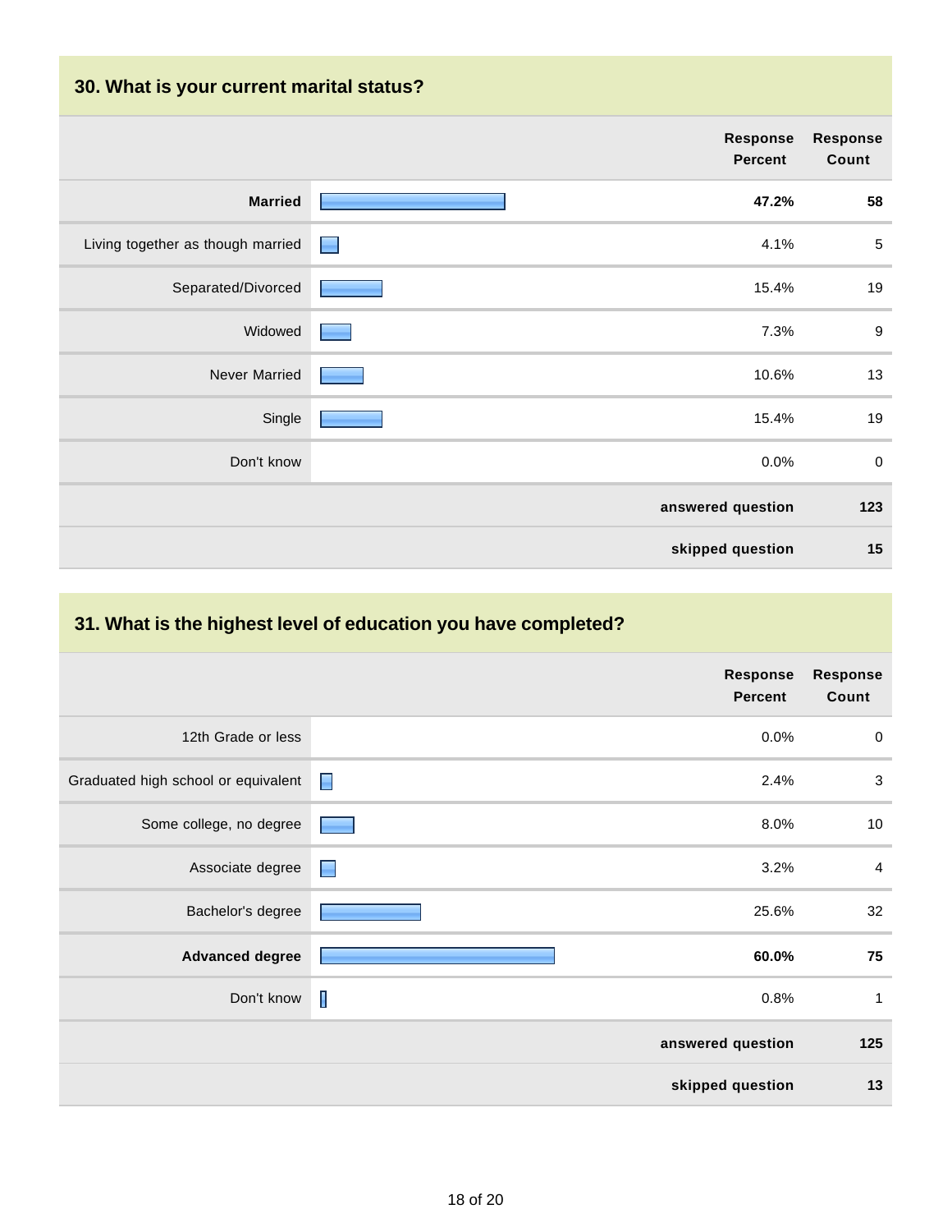## 30. What is your current marital status?

| | Response Percent | Response Count |
|---|---|---|
| **Married** | **47.2%** | **58** |
| Living together as though married | 4.1% | 5 |
| Separated/Divorced | 15.4% | 19 |
| Widowed | 7.3% | 9 |
| Never Married | 10.6% | 13 |
| Single | 15.4% | 19 |
| Don't know | 0.0% | 0 |
| | **answered question** | **123** |
| | **skipped question** | **15** |

## 31. What is the highest level of education you have completed?

| | Response Percent | Response Count |
|---|---|---|
| 12th Grade or less | 0.0% | 0 |
| Graduated high school or equivalent | 2.4% | 3 |
| Some college, no degree | 8.0% | 10 |
| Associate degree | 3.2% | 4 |
| Bachelor's degree | 25.6% | 32 |
| **Advanced degree** | **60.0%** | **75** |
| Don't know | 0.8% | 1 |
| | **answered question** | **125** |
| | **skipped question** | **13** |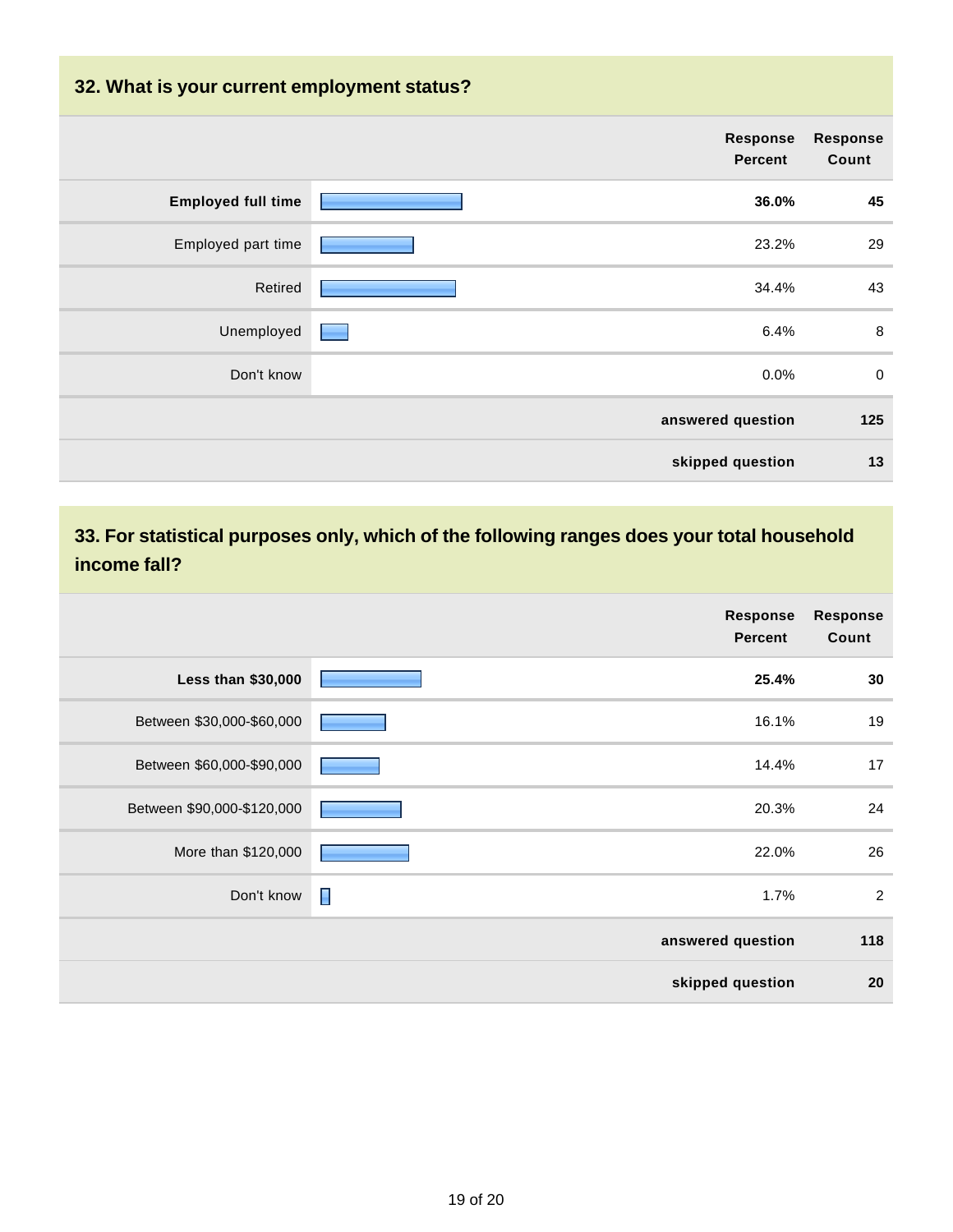## 32. What is your current employment status?

| | Response Percent | Response Count |
|---|---|---|
| **Employed full time** | **36.0%** | **45** |
| Employed part time | 23.2% | 29 |
| Retired | 34.4% | 43 |
| Unemployed | 6.4% | 8 |
| Don't know | 0.0% | 0 |
| | **answered question** | **125** |
| | **skipped question** | **13** |

## 33. For statistical purposes only, which of the following ranges does your total household income fall?

| | Response Percent | Response Count |
|---|---|---|
| **Less than $30,000** | **25.4%** | **30** |
| Between $30,000-$60,000 | 16.1% | 19 |
| Between $60,000-$90,000 | 14.4% | 17 |
| Between $90,000-$120,000 | 20.3% | 24 |
| More than $120,000 | 22.0% | 26 |
| Don't know | 1.7% | 2 |
| | **answered question** | **118** |
| | **skipped question** | **20** |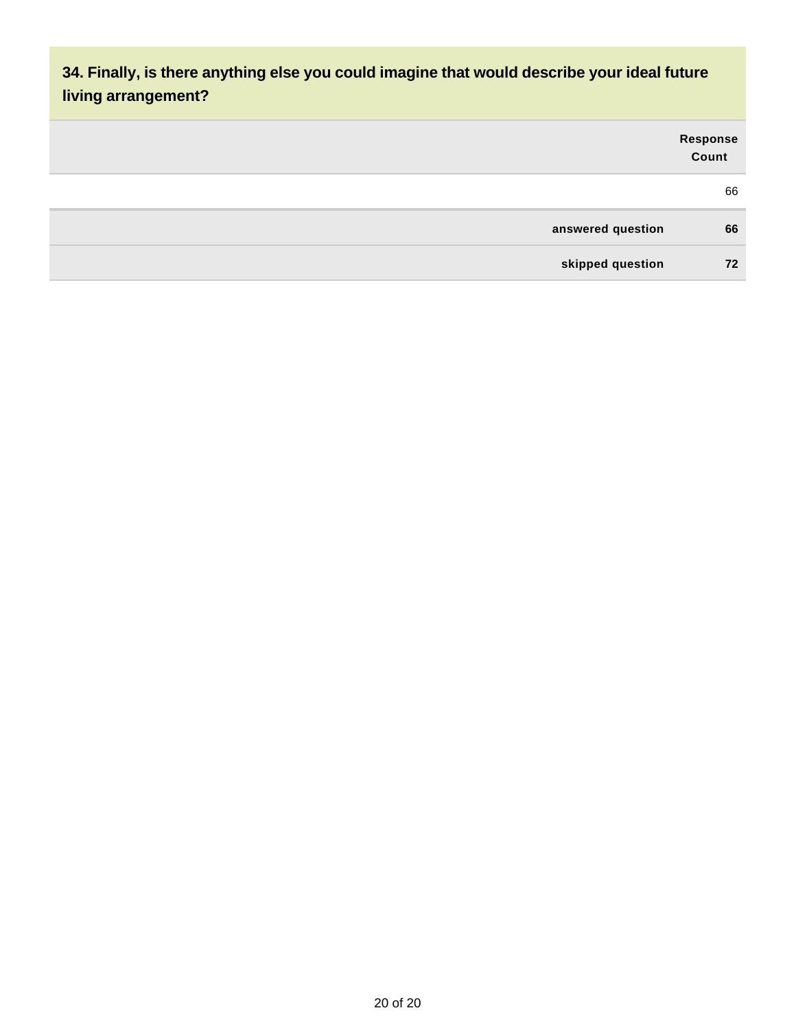### 34. Finally, is there anything else you could imagine that would describe your ideal future living arrangement?

| | Response Count |
|---|---|
| | 66 |
| **answered question** | **66** |
| **skipped question** | **72** |